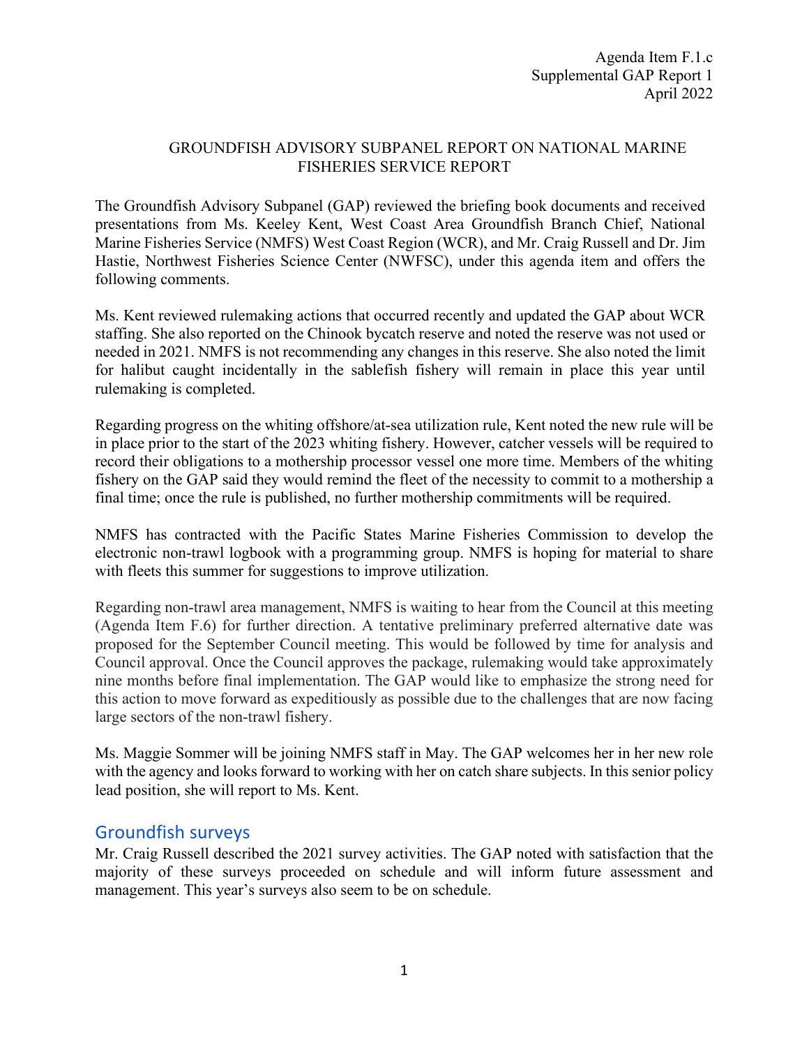Agenda Item F.1.c
Supplemental GAP Report 1
April 2022

# GROUNDFISH ADVISORY SUBPANEL REPORT ON NATIONAL MARINE FISHERIES SERVICE REPORT

The Groundfish Advisory Subpanel (GAP) reviewed the briefing book documents and received presentations from Ms. Keeley Kent, West Coast Area Groundfish Branch Chief, National Marine Fisheries Service (NMFS) West Coast Region (WCR), and Mr. Craig Russell and Dr. Jim Hastie, Northwest Fisheries Science Center (NWFSC), under this agenda item and offers the following comments.

Ms. Kent reviewed rulemaking actions that occurred recently and updated the GAP about WCR staffing. She also reported on the Chinook bycatch reserve and noted the reserve was not used or needed in 2021. NMFS is not recommending any changes in this reserve. She also noted the limit for halibut caught incidentally in the sablefish fishery will remain in place this year until rulemaking is completed.

Regarding progress on the whiting offshore/at-sea utilization rule, Kent noted the new rule will be in place prior to the start of the 2023 whiting fishery. However, catcher vessels will be required to record their obligations to a mothership processor vessel one more time. Members of the whiting fishery on the GAP said they would remind the fleet of the necessity to commit to a mothership a final time; once the rule is published, no further mothership commitments will be required.

NMFS has contracted with the Pacific States Marine Fisheries Commission to develop the electronic non-trawl logbook with a programming group. NMFS is hoping for material to share with fleets this summer for suggestions to improve utilization.

Regarding non-trawl area management, NMFS is waiting to hear from the Council at this meeting (Agenda Item F.6) for further direction. A tentative preliminary preferred alternative date was proposed for the September Council meeting. This would be followed by time for analysis and Council approval. Once the Council approves the package, rulemaking would take approximately nine months before final implementation. The GAP would like to emphasize the strong need for this action to move forward as expeditiously as possible due to the challenges that are now facing large sectors of the non-trawl fishery.

Ms. Maggie Sommer will be joining NMFS staff in May. The GAP welcomes her in her new role with the agency and looks forward to working with her on catch share subjects. In this senior policy lead position, she will report to Ms. Kent.

## Groundfish surveys

Mr. Craig Russell described the 2021 survey activities. The GAP noted with satisfaction that the majority of these surveys proceeded on schedule and will inform future assessment and management. This year's surveys also seem to be on schedule.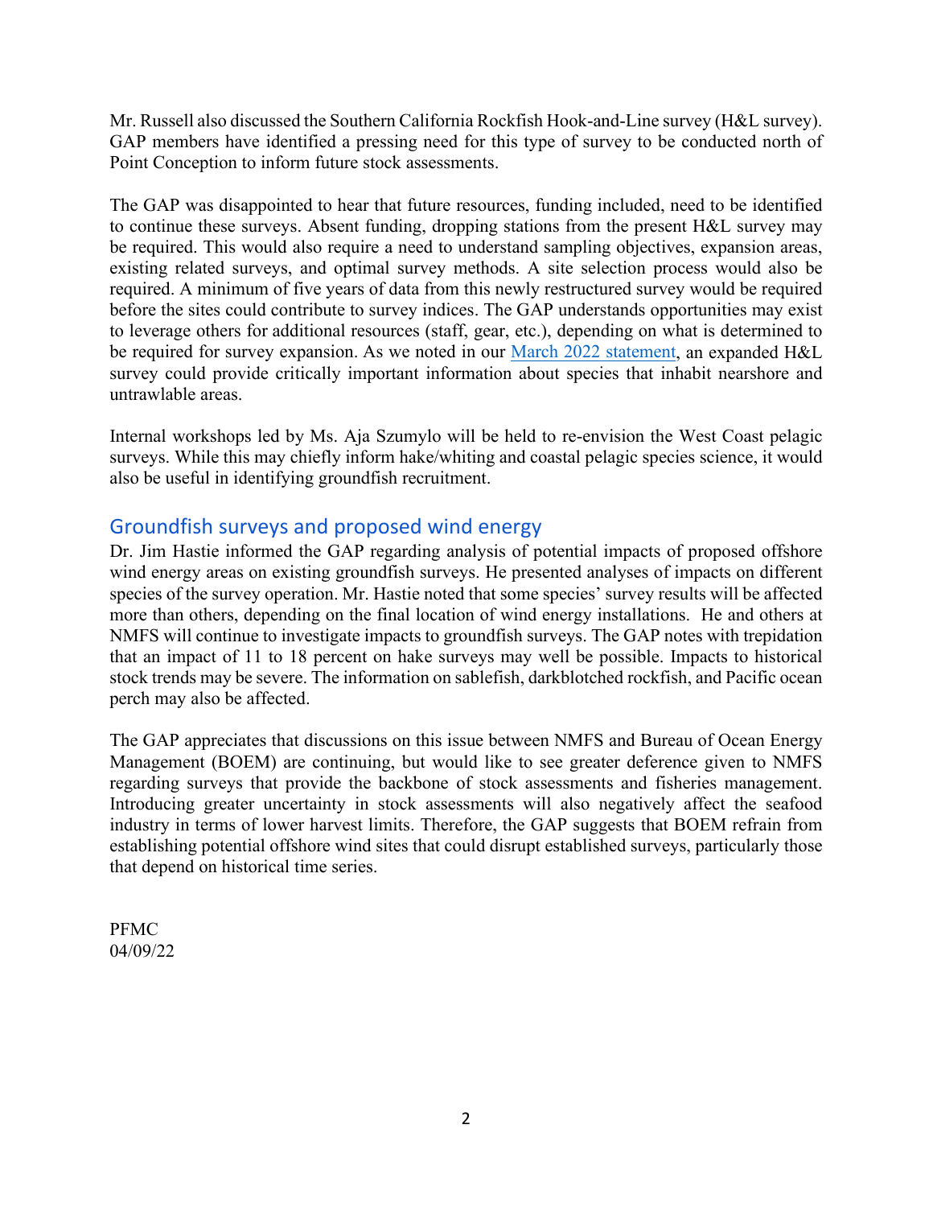Mr. Russell also discussed the Southern California Rockfish Hook-and-Line survey (H&L survey). GAP members have identified a pressing need for this type of survey to be conducted north of Point Conception to inform future stock assessments.

The GAP was disappointed to hear that future resources, funding included, need to be identified to continue these surveys. Absent funding, dropping stations from the present H&L survey may be required. This would also require a need to understand sampling objectives, expansion areas, existing related surveys, and optimal survey methods. A site selection process would also be required. A minimum of five years of data from this newly restructured survey would be required before the sites could contribute to survey indices. The GAP understands opportunities may exist to leverage others for additional resources (staff, gear, etc.), depending on what is determined to be required for survey expansion. As we noted in our March 2022 statement, an expanded H&L survey could provide critically important information about species that inhabit nearshore and untrawlable areas.

Internal workshops led by Ms. Aja Szumylo will be held to re-envision the West Coast pelagic surveys. While this may chiefly inform hake/whiting and coastal pelagic species science, it would also be useful in identifying groundfish recruitment.

## Groundfish surveys and proposed wind energy

Dr. Jim Hastie informed the GAP regarding analysis of potential impacts of proposed offshore wind energy areas on existing groundfish surveys. He presented analyses of impacts on different species of the survey operation. Mr. Hastie noted that some species' survey results will be affected more than others, depending on the final location of wind energy installations. He and others at NMFS will continue to investigate impacts to groundfish surveys. The GAP notes with trepidation that an impact of 11 to 18 percent on hake surveys may well be possible. Impacts to historical stock trends may be severe. The information on sablefish, darkblotched rockfish, and Pacific ocean perch may also be affected.

The GAP appreciates that discussions on this issue between NMFS and Bureau of Ocean Energy Management (BOEM) are continuing, but would like to see greater deference given to NMFS regarding surveys that provide the backbone of stock assessments and fisheries management. Introducing greater uncertainty in stock assessments will also negatively affect the seafood industry in terms of lower harvest limits. Therefore, the GAP suggests that BOEM refrain from establishing potential offshore wind sites that could disrupt established surveys, particularly those that depend on historical time series.

PFMC
04/09/22